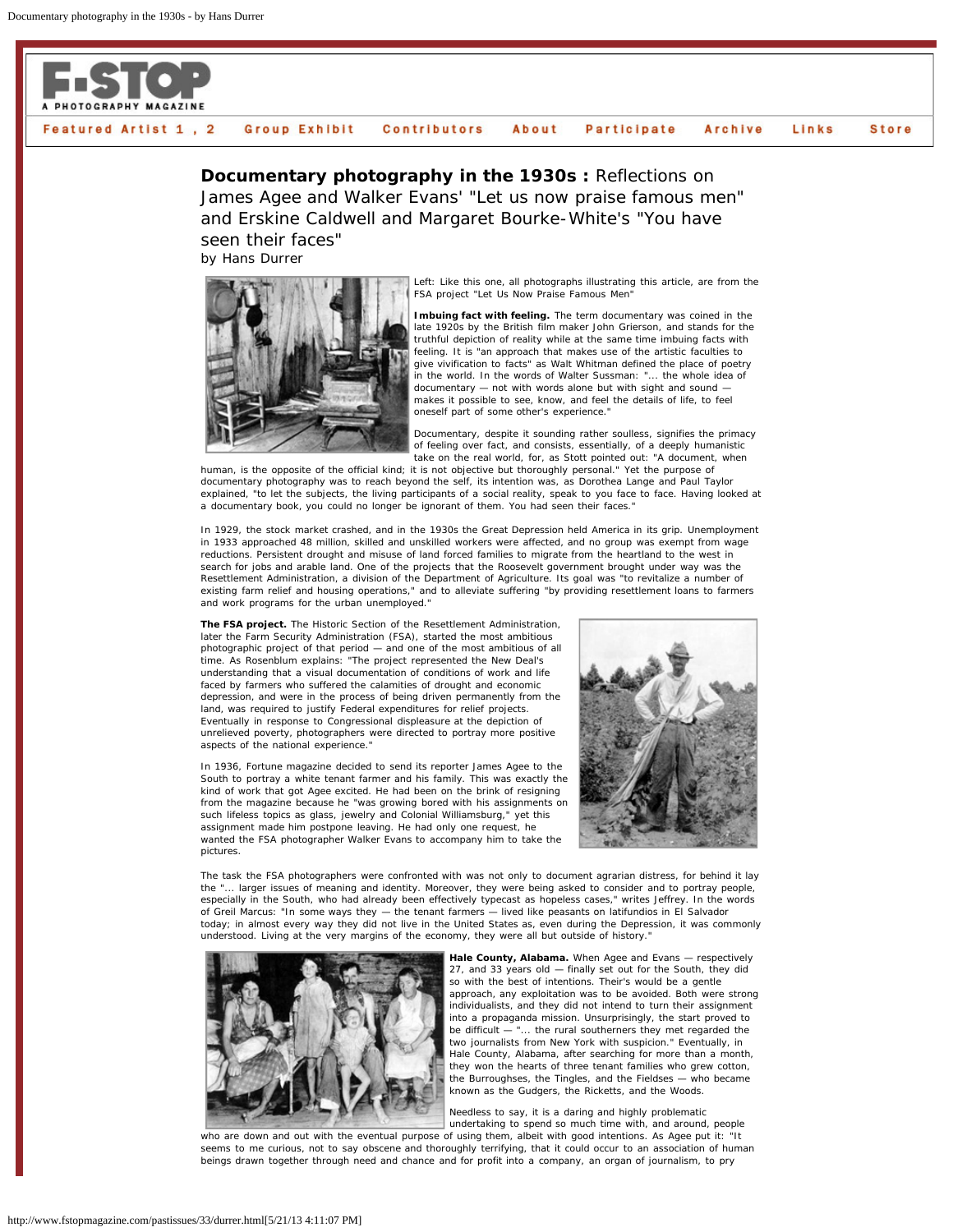# Documentary photography in the 1930s : Reflections on James Agee and Walker Evans' "Let us now praise famous men" and Erskine Caldwell and Margaret Bourke-White's "You have seen their faces"

by Hans Durrer

Left: Like this one, all photographs illustrating this article, are from the FSA project "Let Us Now Praise Famous Men"

**Imbuing fact with feeling.** The term documentary was coined in the late 1920s by the British film maker John Grierson, and stands for the truthful depiction of reality while at the same time imbuing facts with feeling. It is "an approach that makes use of the artistic faculties to give vivification to facts" as Walt Whitman defined the place of poetry in the world. In the words of Walter Sussman: "... the whole idea of documentary — not with words alone but with sight and sound — makes it possible to see, know, and feel the details of life, to feel oneself part of some other's experience."

Documentary, despite it sounding rather soulless, signifies the primacy of feeling over fact, and consists, essentially, of a deeply humanistic take on the real world, for, as Stott pointed out: "A document, when human, is the opposite of the official kind; it is not objective but thoroughly personal." Yet the purpose of documentary photography was to reach beyond the self, its intention was, as Dorothea Lange and Paul Taylor explained, "to let the subjects, the living participants of a social reality, speak to you face to face. Having looked at a documentary book, you could no longer be ignorant of them. You had seen their faces."

In 1929, the stock market crashed, and in the 1930s the Great Depression held America in its grip. Unemployment in 1933 approached 48 million, skilled and unskilled workers were affected, and no group was exempt from wage reductions. Persistent drought and misuse of land forced families to migrate from the heartland to the west in search for jobs and arable land. One of the projects that the Roosevelt government brought under way was the Resettlement Administration, a division of the Department of Agriculture. Its goal was "to revitalize a number of existing farm relief and housing operations," and to alleviate suffering "by providing resettlement loans to farmers and work programs for the urban unemployed."

**The FSA project.** The Historic Section of the Resettlement Administration, later the Farm Security Administration (FSA), started the most ambitious photographic project of that period — and one of the most ambitious of all time. As Rosenblum explains: "The project represented the New Deal's understanding that a visual documentation of conditions of work and life faced by farmers who suffered the calamities of drought and economic depression, and were in the process of being driven permanently from the land, was required to justify Federal expenditures for relief projects. Eventually in response to Congressional displeasure at the depiction of unrelieved poverty, photographers were directed to portray more positive aspects of the national experience."

In 1936, Fortune magazine decided to send its reporter James Agee to the South to portray a white tenant farmer and his family. This was exactly the kind of work that got Agee excited. He had been on the brink of resigning from the magazine because he "was growing bored with his assignments on such lifeless topics as glass, jewelry and Colonial Williamsburg," yet this assignment made him postpone leaving. He had only one request, he wanted the FSA photographer Walker Evans to accompany him to take the pictures.

The task the FSA photographers were confronted with was not only to document agrarian distress, for behind it lay the "... larger issues of meaning and identity. Moreover, they were being asked to consider and to portray people, especially in the South, who had already been effectively typecast as hopeless cases," writes Jeffrey. In the words of Greil Marcus: "In some ways they — the tenant farmers — lived like peasants on latifundios in El Salvador today; in almost every way they did not live in the United States as, even during the Depression, it was commonly understood. Living at the very margins of the economy, they were all but outside of history."

**Hale County, Alabama.** When Agee and Evans — respectively 27, and 33 years old — finally set out for the South, they did so with the best of intentions. Their's would be a gentle approach, any exploitation was to be avoided. Both were strong individualists, and they did not intend to turn their assignment into a propaganda mission. Unsurprisingly, the start proved to be difficult — "... the rural southerners they met regarded the two journalists from New York with suspicion." Eventually, in Hale County, Alabama, after searching for more than a month, they won the hearts of three tenant families who grew cotton, the Burroughses, the Tingles, and the Fieldses — who became known as the Gudgers, the Ricketts, and the Woods.

Needless to say, it is a daring and highly problematic undertaking to spend so much time with, and around, people who are down and out with the eventual purpose of using them, albeit with good intentions. As Agee put it: "It seems to me curious, not to say obscene and thoroughly terrifying, that it could occur to an association of human beings drawn together through need and chance and for profit into a company, an organ of journalism, to pry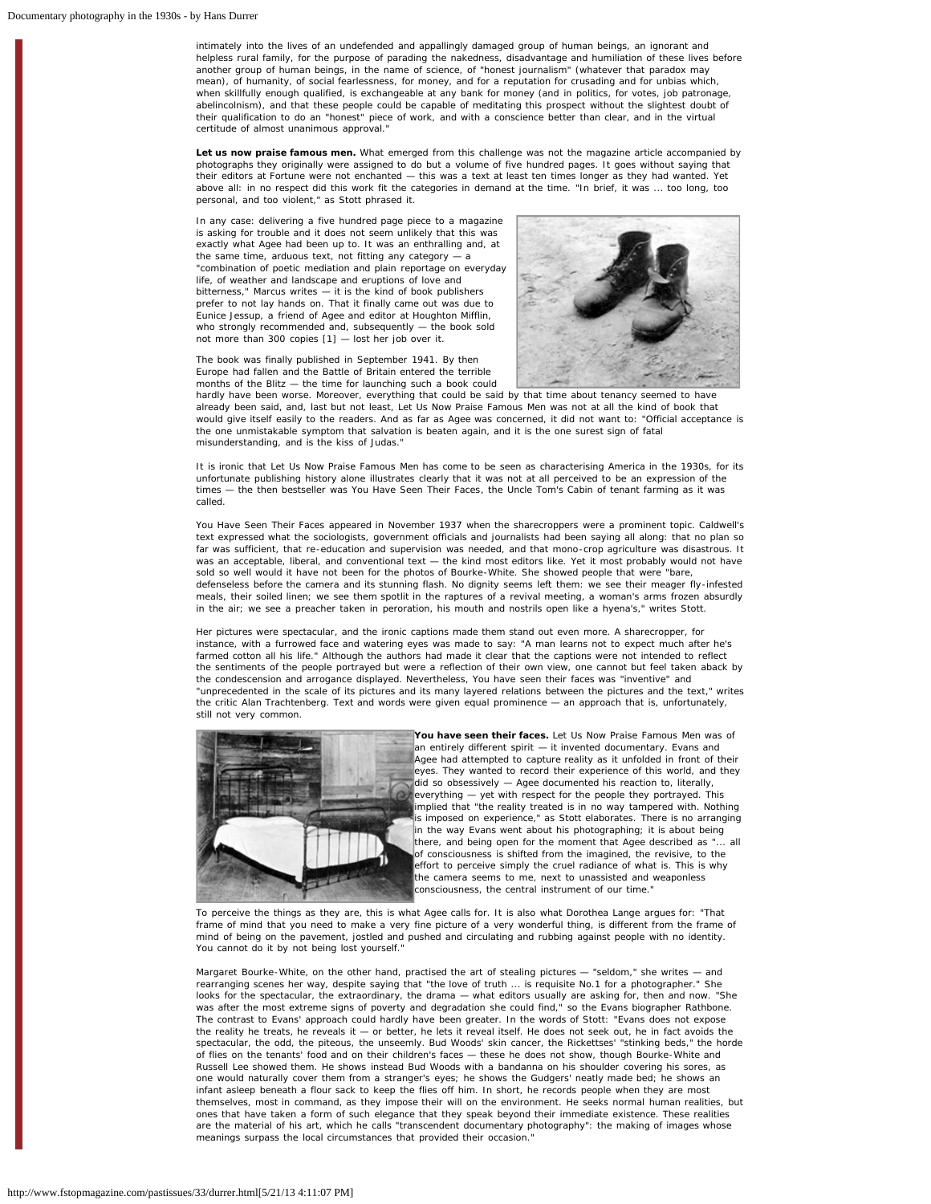intimately into the lives of an undefended and appallingly damaged group of human beings, an ignorant and helpless rural family, for the purpose of parading the nakedness, disadvantage and humiliation of these lives before another group of human beings, in the name of science, of "honest journalism" (whatever that paradox may mean), of humanity, of social fearlessness, for money, and for a reputation for crusading and for unbias which, when skillfully enough qualified, is exchangeable at any bank for money (and in politics, for votes, job patronage, abelincolnism), and that these people could be capable of meditating this prospect without the slightest doubt of their qualification to do an "honest" piece of work, and with a conscience better than clear, and in the virtual certitude of almost unanimous approval."

**Let us now praise famous men.** What emerged from this challenge was not the magazine article accompanied by photographs they originally were assigned to do but a volume of five hundred pages. It goes without saying that their editors at Fortune were not enchanted — this was a text at least ten times longer as they had wanted. Yet above all: in no respect did this work fit the categories in demand at the time. "In brief, it was ... too long, too personal, and too violent," as Stott phrased it.

In any case: delivering a five hundred page piece to a magazine is asking for trouble and it does not seem unlikely that this was exactly what Agee had been up to. It was an enthralling and, at the same time, arduous text, not fitting any category — a "combination of poetic mediation and plain reportage on everyday life, of weather and landscape and eruptions of love and bitterness," Marcus writes — it is the kind of book publishers prefer to not lay hands on. That it finally came out was due to Eunice Jessup, a friend of Agee and editor at Houghton Mifflin, who strongly recommended and, subsequently — the book sold not more than 300 copies [1] — lost her job over it.

The book was finally published in September 1941. By then Europe had fallen and the Battle of Britain entered the terrible months of the Blitz — the time for launching such a book could hardly have been worse. Moreover, everything that could be said by that time about tenancy seemed to have already been said, and, last but not least, Let Us Now Praise Famous Men was not at all the kind of book that would give itself easily to the readers. And as far as Agee was concerned, it did not want to: "Official acceptance is the one unmistakable symptom that salvation is beaten again, and it is the one surest sign of fatal misunderstanding, and is the kiss of Judas."

It is ironic that Let Us Now Praise Famous Men has come to be seen as characterising America in the 1930s, for its unfortunate publishing history alone illustrates clearly that it was not at all perceived to be an expression of the times — the then bestseller was You Have Seen Their Faces, the Uncle Tom's Cabin of tenant farming as it was called.

You Have Seen Their Faces appeared in November 1937 when the sharecroppers were a prominent topic. Caldwell's text expressed what the sociologists, government officials and journalists had been saying all along: that no plan so far was sufficient, that re-education and supervision was needed, and that mono-crop agriculture was disastrous. It was an acceptable, liberal, and conventional text — the kind most editors like. Yet it most probably would not have sold so well would it have not been for the photos of Bourke-White. She showed people that were "bare, defenseless before the camera and its stunning flash. No dignity seems left them: we see their meager fly-infested meals, their soiled linen; we see them spotlit in the raptures of a revival meeting, a woman's arms frozen absurdly in the air; we see a preacher taken in peroration, his mouth and nostrils open like a hyena's," writes Stott.

Her pictures were spectacular, and the ironic captions made them stand out even more. A sharecropper, for instance, with a furrowed face and watering eyes was made to say: "A man learns not to expect much after he's farmed cotton all his life." Although the authors had made it clear that the captions were not intended to reflect the sentiments of the people portrayed but were a reflection of their own view, one cannot but feel taken aback by the condescension and arrogance displayed. Nevertheless, You have seen their faces was "inventive" and "unprecedented in the scale of its pictures and its many layered relations between the pictures and the text," writes the critic Alan Trachtenberg. Text and words were given equal prominence — an approach that is, unfortunately, still not very common.

**You have seen their faces.** Let Us Now Praise Famous Men was of an entirely different spirit — it invented documentary. Evans and Agee had attempted to capture reality as it unfolded in front of their eyes. They wanted to record their experience of this world, and they did so obsessively — Agee documented his reaction to, literally, everything — yet with respect for the people they portrayed. This implied that "the reality treated is in no way tampered with. Nothing is imposed on experience," as Stott elaborates. There is no arranging in the way Evans went about his photographing; it is about being there, and being open for the moment that Agee described as "... all of consciousness is shifted from the imagined, the revisive, to the effort to perceive simply the cruel radiance of what is. This is why the camera seems to me, next to unassisted and weaponless consciousness, the central instrument of our time."

To perceive the things as they are, this is what Agee calls for. It is also what Dorothea Lange argues for: "That frame of mind that you need to make a very fine picture of a very wonderful thing, is different from the frame of mind of being on the pavement, jostled and pushed and circulating and rubbing against people with no identity. You cannot do it by not being lost yourself."

Margaret Bourke-White, on the other hand, practised the art of stealing pictures — "seldom," she writes — and rearranging scenes her way, despite saying that "the love of truth ... is requisite No.1 for a photographer." She looks for the spectacular, the extraordinary, the drama — what editors usually are asking for, then and now. "She was after the most extreme signs of poverty and degradation she could find," so the Evans biographer Rathbone. The contrast to Evans' approach could hardly have been greater. In the words of Stott: "Evans does not expose the reality he treats, he reveals it — or better, he lets it reveal itself. He does not seek out, he in fact avoids the spectacular, the odd, the piteous, the unseemly. Bud Woods' skin cancer, the Rickettses' "stinking beds," the horde of flies on the tenants' food and on their children's faces — these he does not show, though Bourke-White and Russell Lee showed them. He shows instead Bud Woods with a bandanna on his shoulder covering his sores, as one would naturally cover them from a stranger's eyes; he shows the Gudgers' neatly made bed; he shows an infant asleep beneath a flour sack to keep the flies off him. In short, he records people when they are most themselves, most in command, as they impose their will on the environment. He seeks normal human realities, but ones that have taken a form of such elegance that they speak beyond their immediate existence. These realities are the material of his art, which he calls "transcendent documentary photography": the making of images whose meanings surpass the local circumstances that provided their occasion."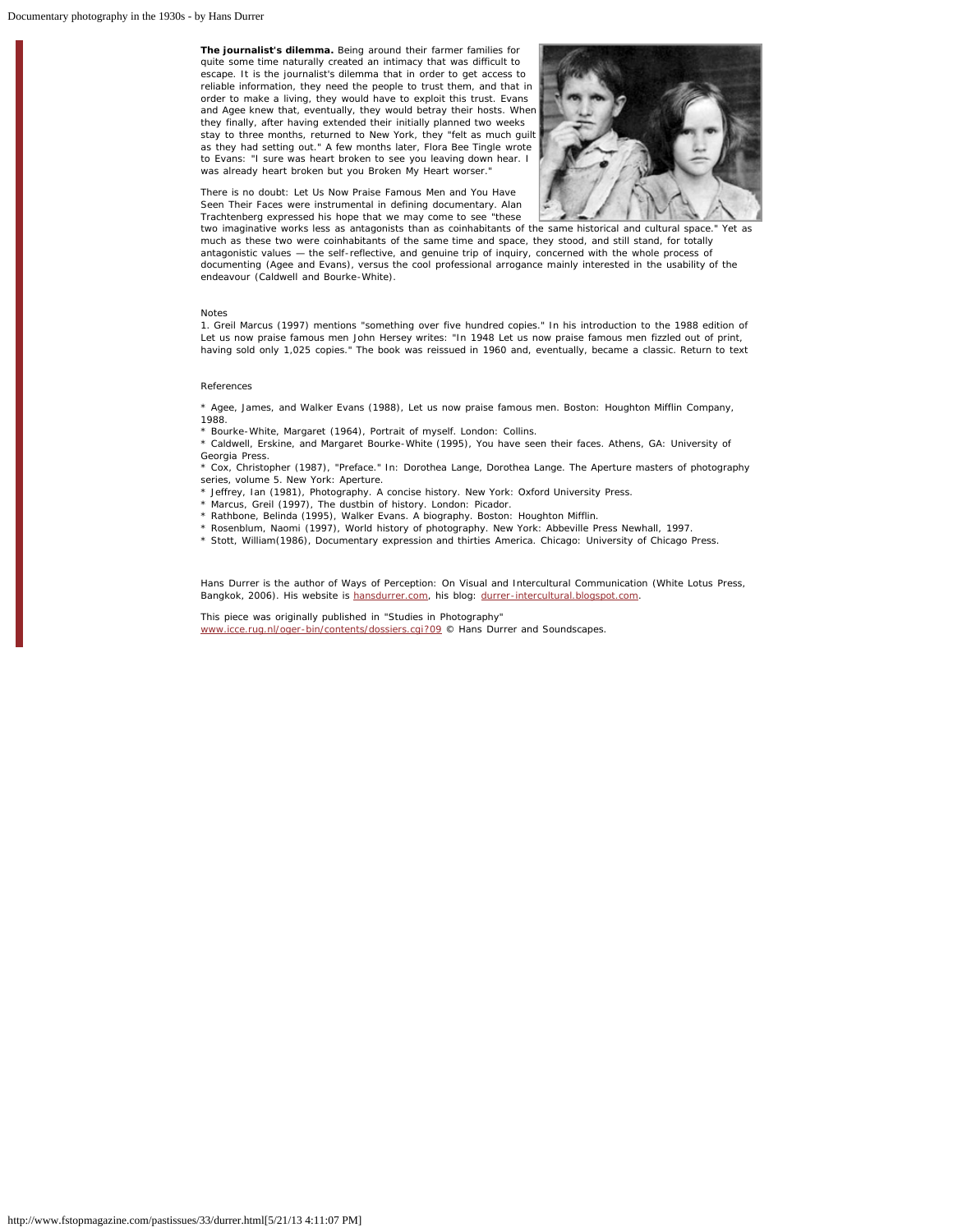**The journalist's dilemma.** Being around their farmer families for quite some time naturally created an intimacy that was difficult to escape. It is the journalist's dilemma that in order to get access to reliable information, they need the people to trust them, and that in order to make a living, they would have to exploit this trust. Evans and Agee knew that, eventually, they would betray their hosts. When they finally, after having extended their initially planned two weeks stay to three months, returned to New York, they "felt as much guilt as they had setting out." A few months later, Flora Bee Tingle wrote to Evans: "I sure was heart broken to see you leaving down hear. I was already heart broken but you Broken My Heart worser."

There is no doubt: Let Us Now Praise Famous Men and You Have Seen Their Faces were instrumental in defining documentary. Alan Trachtenberg expressed his hope that we may come to see "these two imaginative works less as antagonists than as coinhabitants of the same historical and cultural space." Yet as much as these two were coinhabitants of the same time and space, they stood, and still stand, for totally antagonistic values — the self-reflective, and genuine trip of inquiry, concerned with the whole process of documenting (Agee and Evans), versus the cool professional arrogance mainly interested in the usability of the endeavour (Caldwell and Bourke-White).

Notes

1. Greil Marcus (1997) mentions "something over five hundred copies." In his introduction to the 1988 edition of Let us now praise famous men John Hersey writes: "In 1948 Let us now praise famous men fizzled out of print, having sold only 1,025 copies." The book was reissued in 1960 and, eventually, became a classic. Return to text

References

* Agee, James, and Walker Evans (1988), Let us now praise famous men. Boston: Houghton Mifflin Company, 1988.
* Bourke-White, Margaret (1964), Portrait of myself. London: Collins.
* Caldwell, Erskine, and Margaret Bourke-White (1995), You have seen their faces. Athens, GA: University of Georgia Press.
* Cox, Christopher (1987), "Preface." In: Dorothea Lange, Dorothea Lange. The Aperture masters of photography series, volume 5. New York: Aperture.
* Jeffrey, Ian (1981), Photography. A concise history. New York: Oxford University Press.
* Marcus, Greil (1997), The dustbin of history. London: Picador.
* Rathbone, Belinda (1995), Walker Evans. A biography. Boston: Houghton Mifflin.
* Rosenblum, Naomi (1997), World history of photography. New York: Abbeville Press Newhall, 1997.
* Stott, William(1986), Documentary expression and thirties America. Chicago: University of Chicago Press.

Hans Durrer is the author of Ways of Perception: On Visual and Intercultural Communication (White Lotus Press, Bangkok, 2006). His website is hansdurrer.com, his blog: durrer-intercultural.blogspot.com.

This piece was originally published in "Studies in Photography"
www.icce.rug.nl/oger-bin/contents/dossiers.cgi?09 © Hans Durrer and Soundscapes.